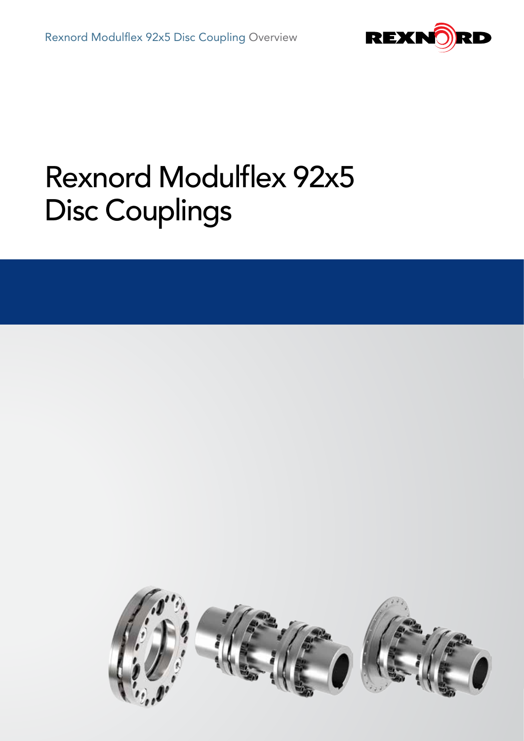# Rexnord Modulflex 92x5 Disc Couplings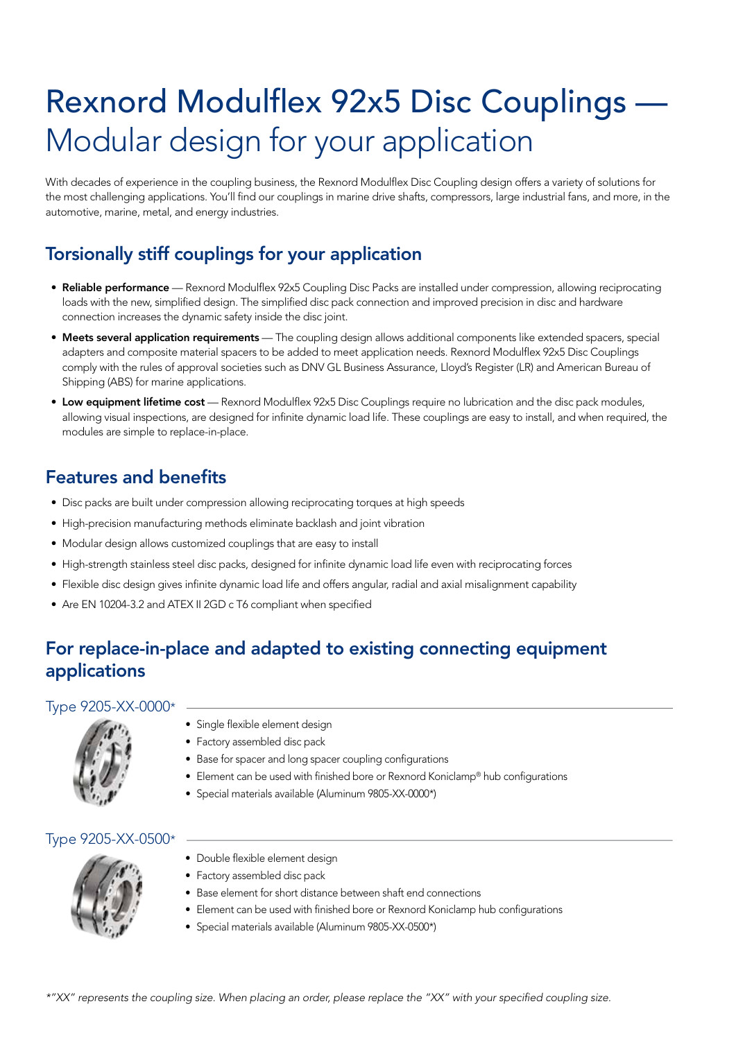# Rexnord Modulflex 92x5 Disc Couplings — Modular design for your application

With decades of experience in the coupling business, the Rexnord Modulflex Disc Coupling design offers a variety of solutions for the most challenging applications. You'll find our couplings in marine drive shafts, compressors, large industrial fans, and more, in the automotive, marine, metal, and energy industries.

## Torsionally stiff couplings for your application

- **Reliable performance** — Rexnord Modulflex 92x5 Coupling Disc Packs are installed under compression, allowing reciprocating loads with the new, simplified design. The simplified disc pack connection and improved precision in disc and hardware connection increases the dynamic safety inside the disc joint.
- **Meets several application requirements** — The coupling design allows additional components like extended spacers, special adapters and composite material spacers to be added to meet application needs. Rexnord Modulflex 92x5 Disc Couplings comply with the rules of approval societies such as DNV GL Business Assurance, Lloyd's Register (LR) and American Bureau of Shipping (ABS) for marine applications.
- **Low equipment lifetime cost** — Rexnord Modulflex 92x5 Disc Couplings require no lubrication and the disc pack modules, allowing visual inspections, are designed for infinite dynamic load life. These couplings are easy to install, and when required, the modules are simple to replace-in-place.

## Features and benefits

- Disc packs are built under compression allowing reciprocating torques at high speeds
- High-precision manufacturing methods eliminate backlash and joint vibration
- Modular design allows customized couplings that are easy to install
- High-strength stainless steel disc packs, designed for infinite dynamic load life even with reciprocating forces
- Flexible disc design gives infinite dynamic load life and offers angular, radial and axial misalignment capability
- Are EN 10204-3.2 and ATEX II 2GD c T6 compliant when specified

## For replace-in-place and adapted to existing connecting equipment applications

### Type 9205-XX-0000*

- Single flexible element design
- Factory assembled disc pack
- Base for spacer and long spacer coupling configurations
- Element can be used with finished bore or Rexnord Koniclamp® hub configurations
- Special materials available (Aluminum 9805-XX-0000*)

### Type 9205-XX-0500*

- Double flexible element design
- Factory assembled disc pack
- Base element for short distance between shaft end connections
- Element can be used with finished bore or Rexnord Koniclamp hub configurations
- Special materials available (Aluminum 9805-XX-0500*)

*"XX" represents the coupling size. When placing an order, please replace the "XX" with your specified coupling size.*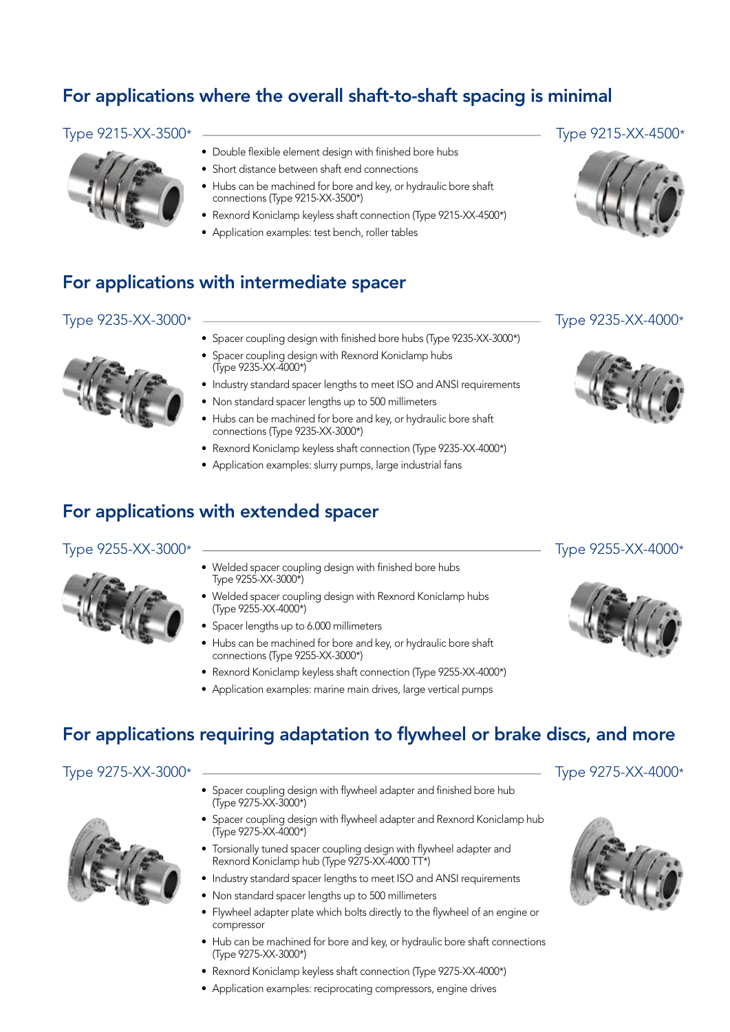## For applications where the overall shaft-to-shaft spacing is minimal

Type 9215-XX-3500*

Type 9215-XX-4500*

- Double flexible element design with finished bore hubs
- Short distance between shaft end connections
- Hubs can be machined for bore and key, or hydraulic bore shaft connections (Type 9215-XX-3500*)
- Rexnord Koniclamp keyless shaft connection (Type 9215-XX-4500*)
- Application examples: test bench, roller tables

## For applications with intermediate spacer

Type 9235-XX-3000*

Type 9235-XX-4000*

- Spacer coupling design with finished bore hubs (Type 9235-XX-3000*)
- Spacer coupling design with Rexnord Koniclamp hubs (Type 9235-XX-4000*)
- Industry standard spacer lengths to meet ISO and ANSI requirements
- Non standard spacer lengths up to 500 millimeters
- Hubs can be machined for bore and key, or hydraulic bore shaft connections (Type 9235-XX-3000*)
- Rexnord Koniclamp keyless shaft connection (Type 9235-XX-4000*)
- Application examples: slurry pumps, large industrial fans

## For applications with extended spacer

Type 9255-XX-3000*

Type 9255-XX-4000*

- Welded spacer coupling design with finished bore hubs Type 9255-XX-3000*)
- Welded spacer coupling design with Rexnord Koniclamp hubs (Type 9255-XX-4000*)
- Spacer lengths up to 6.000 millimeters
- Hubs can be machined for bore and key, or hydraulic bore shaft connections (Type 9255-XX-3000*)
- Rexnord Koniclamp keyless shaft connection (Type 9255-XX-4000*)
- Application examples: marine main drives, large vertical pumps

## For applications requiring adaptation to flywheel or brake discs, and more

Type 9275-XX-3000*

Type 9275-XX-4000*

- Spacer coupling design with flywheel adapter and finished bore hub (Type 9275-XX-3000*)
- Spacer coupling design with flywheel adapter and Rexnord Koniclamp hub (Type 9275-XX-4000*)
- Torsionally tuned spacer coupling design with flywheel adapter and Rexnord Koniclamp hub (Type 9275-XX-4000 TT*)
- Industry standard spacer lengths to meet ISO and ANSI requirements
- Non standard spacer lengths up to 500 millimeters
- Flywheel adapter plate which bolts directly to the flywheel of an engine or compressor
- Hub can be machined for bore and key, or hydraulic bore shaft connections (Type 9275-XX-3000*)
- Rexnord Koniclamp keyless shaft connection (Type 9275-XX-4000*)
- Application examples: reciprocating compressors, engine drives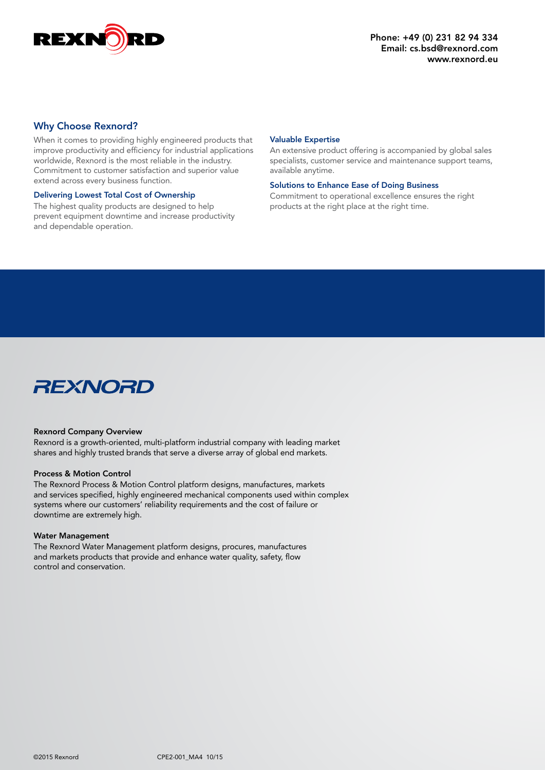Phone: +49 (0) 231 82 94 334
Email: cs.bsd@rexnord.com
www.rexnord.eu

## Why Choose Rexnord?

When it comes to providing highly engineered products that improve productivity and efficiency for industrial applications worldwide, Rexnord is the most reliable in the industry. Commitment to customer satisfaction and superior value extend across every business function.

### Delivering Lowest Total Cost of Ownership

The highest quality products are designed to help prevent equipment downtime and increase productivity and dependable operation.

### Valuable Expertise

An extensive product offering is accompanied by global sales specialists, customer service and maintenance support teams, available anytime.

### Solutions to Enhance Ease of Doing Business

Commitment to operational excellence ensures the right products at the right place at the right time.

REXNORD

**Rexnord Company Overview**

Rexnord is a growth-oriented, multi-platform industrial company with leading market shares and highly trusted brands that serve a diverse array of global end markets.

**Process & Motion Control**

The Rexnord Process & Motion Control platform designs, manufactures, markets and services specified, highly engineered mechanical components used within complex systems where our customers' reliability requirements and the cost of failure or downtime are extremely high.

**Water Management**

The Rexnord Water Management platform designs, procures, manufactures and markets products that provide and enhance water quality, safety, flow control and conservation.

©2015 Rexnord CPE2-001_MA4 10/15